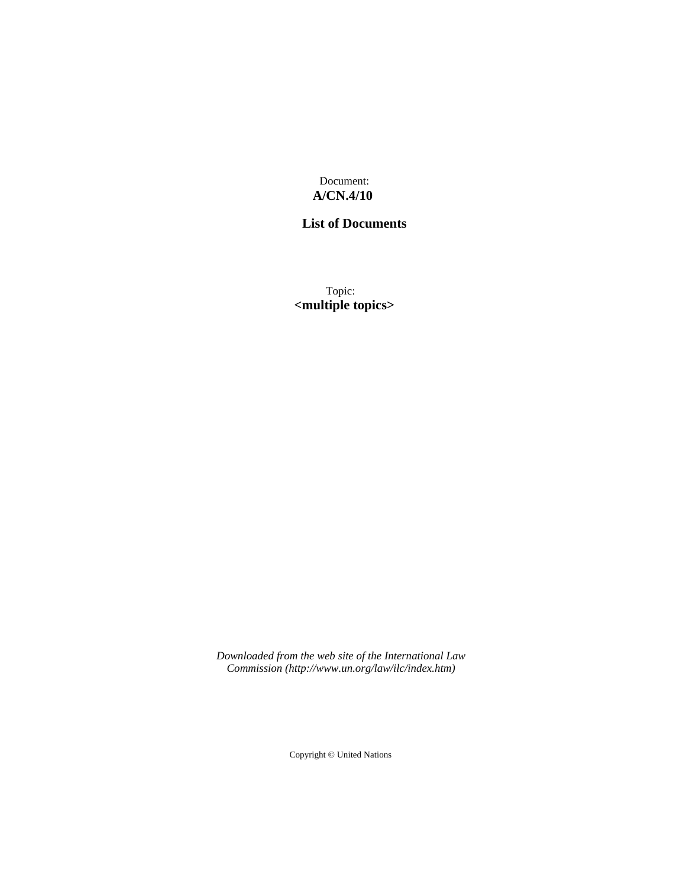Document:

**A/CN.4/10**

**List of Documents**

Topic:

**<multiple topics>**

*Downloaded from the web site of the International Law Commission (http://www.un.org/law/ilc/index.htm)*

Copyright © United Nations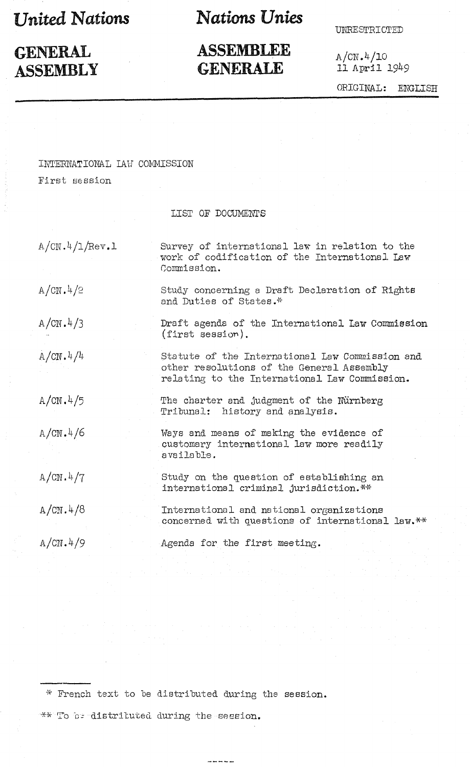United Nations | Nations Unies

GENERAL ASSEMBLY | ASSEMBLEE GENERALE

UNRESTRICTED

A/CN.4/10
11 April 1949

ORIGINAL: ENGLISH

INTERNATIONAL LAW COMMISSION
First session

LIST OF DOCUMENTS

| | |
|---|---|
| A/CN.4/1/Rev.1 | Survey of international law in relation to the work of codification of the International Law Commission. |
| A/CN.4/2 | Study concerning a Draft Declaration of Rights and Duties of States.* |
| A/CN.4/3 | Draft agenda of the International Law Commission (first session). |
| A/CN.4/4 | Statute of the International Law Commission and other resolutions of the General Assembly relating to the International Law Commission. |
| A/CN.4/5 | The charter and judgment of the Nürnberg Tribunal: history and analysis. |
| A/CN.4/6 | Ways and means of making the evidence of customary international law more readily available. |
| A/CN.4/7 | Study on the question of establishing an international criminal jurisdiction.** |
| A/CN.4/8 | International and national organizations concerned with questions of international law.** |
| A/CN.4/9 | Agenda for the first meeting. |

* French text to be distributed during the session.

** To be distributed during the session.

-----